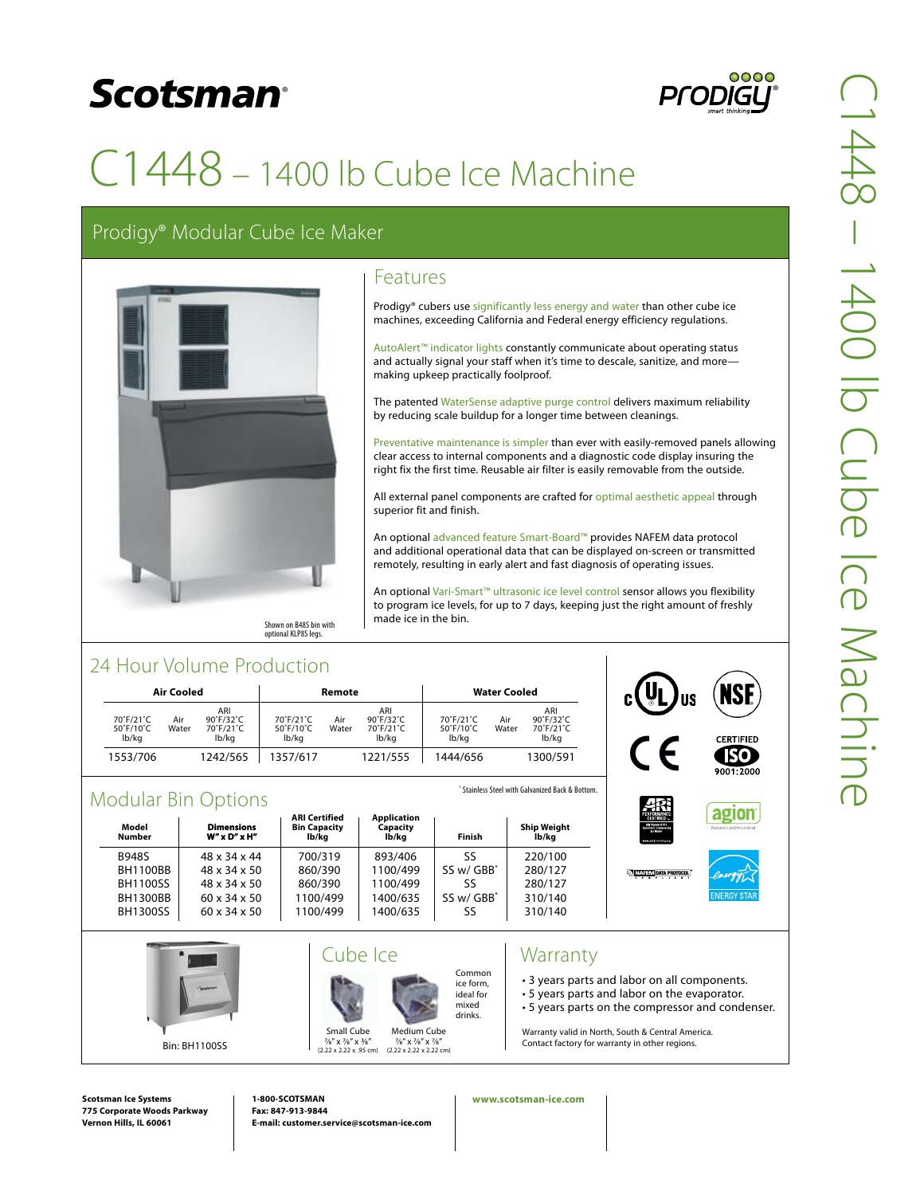Scotsman®

Prodigy® smart thinking

# C1448 – 1400 lb Cube Ice Machine

## Prodigy® Modular Cube Ice Maker

Shown on B48S bin with optional KLP8S legs.

### Features

Prodigy® cubers use significantly less energy and water than other cube ice machines, exceeding California and Federal energy efficiency regulations.

AutoAlert™ indicator lights constantly communicate about operating status and actually signal your staff when it's time to descale, sanitize, and more—making upkeep practically foolproof.

The patented WaterSense adaptive purge control delivers maximum reliability by reducing scale buildup for a longer time between cleanings.

Preventative maintenance is simpler than ever with easily-removed panels allowing clear access to internal components and a diagnostic code display insuring the right fix the first time. Reusable air filter is easily removable from the outside.

All external panel components are crafted for optimal aesthetic appeal through superior fit and finish.

An optional advanced feature Smart-Board™ provides NAFEM data protocol and additional operational data that can be displayed on-screen or transmitted remotely, resulting in early alert and fast diagnosis of operating issues.

An optional Vari-Smart™ ultrasonic ice level control sensor allows you flexibility to program ice levels, for up to 7 days, keeping just the right amount of freshly made ice in the bin.

## 24 Hour Volume Production

| Air Cooled | | Remote | | Water Cooled | |
|---|---|---|---|---|---|
| 70°F/21°C Air 50°F/10°C Water lb/kg | ARI 90°F/32°C 70°F/21°C lb/kg | 70°F/21°C Air 50°F/10°C Water lb/kg | ARI 90°F/32°C 70°F/21°C lb/kg | 70°F/21°C Air 50°F/10°C Water lb/kg | ARI 90°F/32°C 70°F/21°C lb/kg |
| 1553/706 | 1242/565 | 1357/617 | 1221/555 | 1444/656 | 1300/591 |

cULus · NSF · CE · CERTIFIED ISO 9001:2000 · ARI Performance Certified · agion · NAFEM Data Protocol Compliant · ENERGY STAR

## Modular Bin Options

| Model Number | Dimensions W" x D" x H" | ARI Certified Bin Capacity lb/kg | Application Capacity lb/kg | Finish | Ship Weight lb/kg |
|---|---|---|---|---|---|
| B948S | 48 x 34 x 44 | 700/319 | 893/406 | SS | 220/100 |
| BH1100BB | 48 x 34 x 50 | 860/390 | 1100/499 | SS w/ GBB* | 280/127 |
| BH1100SS | 48 x 34 x 50 | 860/390 | 1100/499 | SS | 280/127 |
| BH1300BB | 60 x 34 x 50 | 1100/499 | 1400/635 | SS w/ GBB* | 310/140 |
| BH1300SS | 60 x 34 x 50 | 1100/499 | 1400/635 | SS | 310/140 |

\* Stainless Steel with Galvanized Back & Bottom.

Bin: BH1100SS

## Cube Ice

Common ice form, ideal for mixed drinks.

- Small Cube: ⅞" x ⅞" x ⅜" (2.22 x 2.22 x .95 cm)
- Medium Cube: ⅞" x ⅞" x ⅞" (2.22 x 2.22 x 2.22 cm)

## Warranty

- 3 years parts and labor on all components.
- 5 years parts and labor on the evaporator.
- 5 years parts on the compressor and condenser.

Warranty valid in North, South & Central America.
Contact factory for warranty in other regions.

**Scotsman Ice Systems**
**775 Corporate Woods Parkway**
**Vernon Hills, IL 60061**

**1-800-SCOTSMAN**
**Fax: 847-913-9844**
**E-mail: customer.service@scotsman-ice.com**

**www.scotsman-ice.com**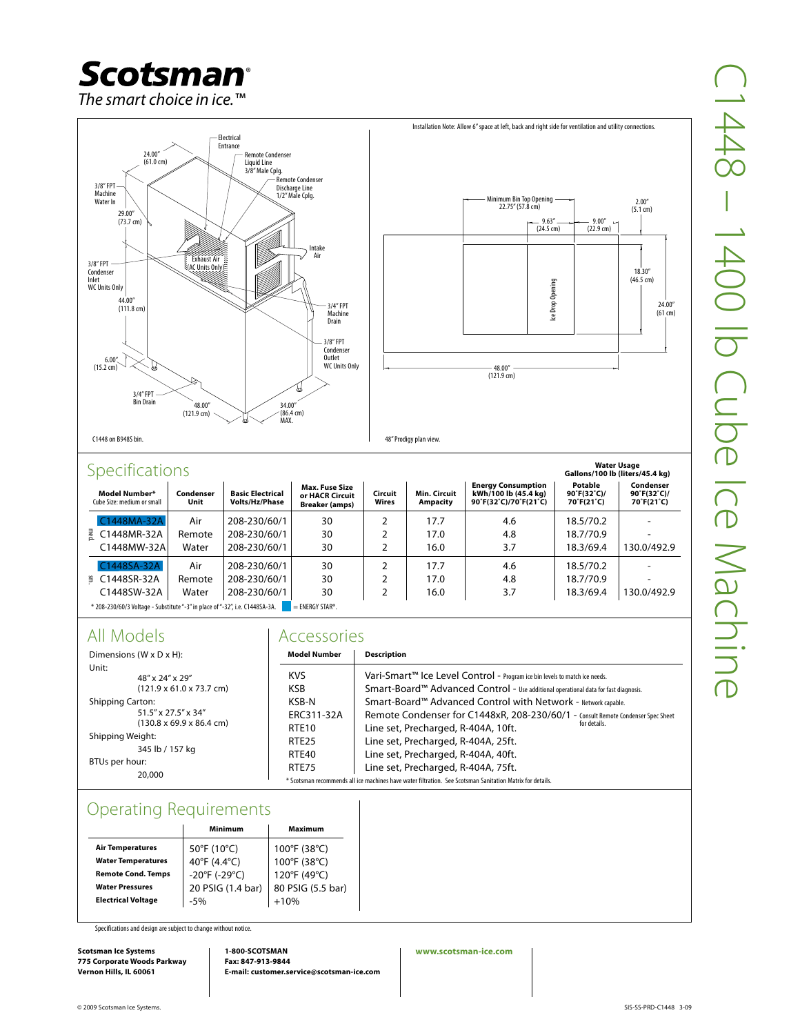# Scotsman

*The smart choice in ice.™*

# C1448 – 1400 lb Cube Ice Machine

Installation Note: Allow 6" space at left, back and right side for ventilation and utility connections.

Electrical Entrance
Remote Condenser Liquid Line 3/8" Male Cplg.
Remote Condenser Discharge Line 1/2" Male Cplg.
24.00" (61.0 cm)
3/8" FPT Machine Water In
29.00" (73.7 cm)
Exhaust Air (AC Units Only)
Intake Air
3/8" FPT Condenser Inlet WC Units Only
44.00" (111.8 cm)
3/4" FPT Machine Drain
3/8" FPT Condenser Outlet WC Units Only
6.00" (15.2 cm)
3/4" FPT Bin Drain
48.00" (121.9 cm)
34.00" (86.4 cm) MAX.

C1448 on B948S bin.

Minimum Bin Top Opening 22.75" (57.8 cm)
9.63" (24.5 cm)
9.00" (22.9 cm)
2.00" (5.1 cm)
18.30" (46.5 cm)
24.00" (61 cm)
Ice Drop Opening
48.00" (121.9 cm)

48" Prodigy plan view.

## Specifications

| | Model Number* Cube Size: medium or small | Condenser Unit | Basic Electrical Volts/Hz/Phase | Max. Fuse Size or HACR Circuit Breaker (amps) | Circuit Wires | Min. Circuit Ampacity | Energy Consumption kWh/100 lb (45.4 kg) 90°F(32°C)/70°F(21°C) | Water Usage Gallons/100 lb (liters/45.4 kg) Potable 90°F(32°C)/70°F(21°C) | Condenser 90°F(32°C)/70°F(21°C) |
|---|---|---|---|---|---|---|---|---|---|
| med. | C1448MA-32A | Air | 208-230/60/1 | 30 | 2 | 17.7 | 4.6 | 18.5/70.2 | - |
| | C1448MR-32A | Remote | 208-230/60/1 | 30 | 2 | 17.0 | 4.8 | 18.7/70.9 | - |
| | C1448MW-32A | Water | 208-230/60/1 | 30 | 2 | 16.0 | 3.7 | 18.3/69.4 | 130.0/492.9 |
| sm. | C1448SA-32A | Air | 208-230/60/1 | 30 | 2 | 17.7 | 4.6 | 18.5/70.2 | - |
| | C1448SR-32A | Remote | 208-230/60/1 | 30 | 2 | 17.0 | 4.8 | 18.7/70.9 | - |
| | C1448SW-32A | Water | 208-230/60/1 | 30 | 2 | 16.0 | 3.7 | 18.3/69.4 | 130.0/492.9 |

* 208-230/60/3 Voltage - Substitute "-3" in place of "-32", i.e. C1448SA-3A. ■ = ENERGY STAR®.

## All Models

Dimensions (W x D x H):

Unit:
48" x 24" x 29"
(121.9 x 61.0 x 73.7 cm)

Shipping Carton:
51.5" x 27.5" x 34"
(130.8 x 69.9 x 86.4 cm)

Shipping Weight:
345 lb / 157 kg

BTUs per hour:
20,000

## Accessories

| Model Number | Description |
|---|---|
| KVS | Vari-Smart™ Ice Level Control - Program ice bin levels to match ice needs. |
| KSB | Smart-Board™ Advanced Control - Use additional operational data for fast diagnosis. |
| KSB-N | Smart-Board™ Advanced Control with Network - Network capable. |
| ERC311-32A | Remote Condenser for C1448xR, 208-230/60/1 - Consult Remote Condenser Spec Sheet for details. |
| RTE10 | Line set, Precharged, R-404A, 10ft. |
| RTE25 | Line set, Precharged, R-404A, 25ft. |
| RTE40 | Line set, Precharged, R-404A, 40ft. |
| RTE75 | Line set, Precharged, R-404A, 75ft. |

* Scotsman recommends all ice machines have water filtration. See Scotsman Sanitation Matrix for details.

## Operating Requirements

| | Minimum | Maximum |
|---|---|---|
| **Air Temperatures** | 50°F (10°C) | 100°F (38°C) |
| **Water Temperatures** | 40°F (4.4°C) | 100°F (38°C) |
| **Remote Cond. Temps** | -20°F (-29°C) | 120°F (49°C) |
| **Water Pressures** | 20 PSIG (1.4 bar) | 80 PSIG (5.5 bar) |
| **Electrical Voltage** | -5% | +10% |

Specifications and design are subject to change without notice.

**Scotsman Ice Systems**
**775 Corporate Woods Parkway**
**Vernon Hills, IL 60061**

**1-800-SCOTSMAN**
**Fax: 847-913-9844**
**E-mail: customer.service@scotsman-ice.com**

**www.scotsman-ice.com**

© 2009 Scotsman Ice Systems.

SIS-SS-PRD-C1448 3-09